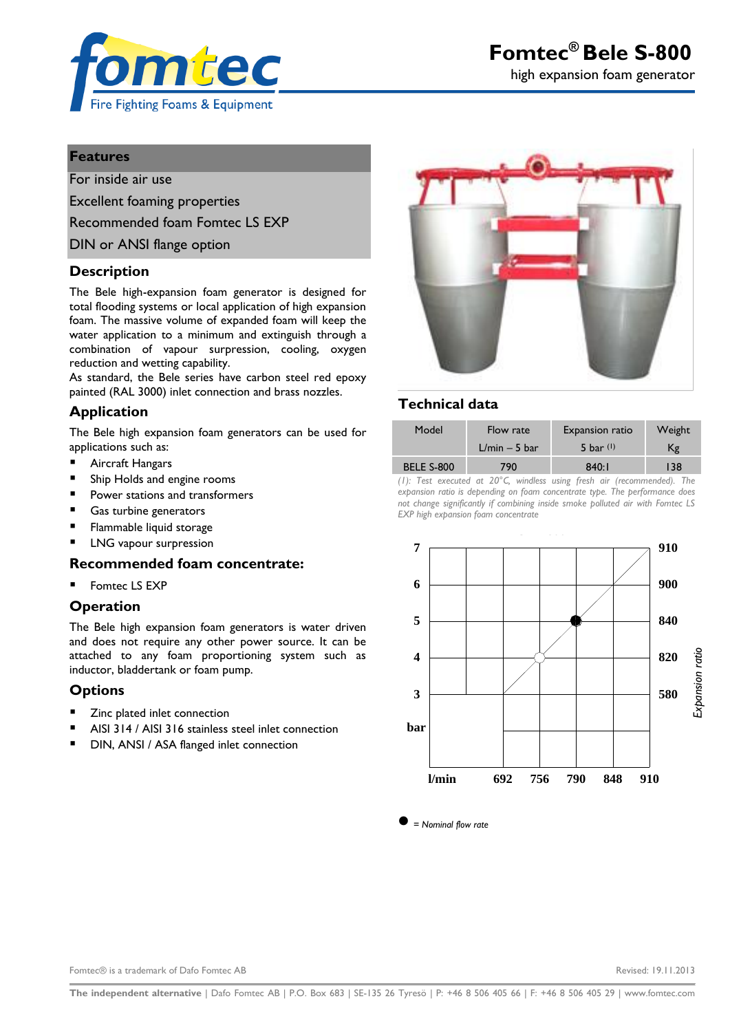# Fomtec® Bele S-800

high expansion foam generator

## Features

For inside air use

Excellent foaming properties

Recommended foam Fomtec LS EXP

DIN or ANSI flange option

## Description

The Bele high-expansion foam generator is designed for total flooding systems or local application of high expansion foam. The massive volume of expanded foam will keep the water application to a minimum and extinguish through a combination of vapour surpression, cooling, oxygen reduction and wetting capability.

As standard, the Bele series have carbon steel red epoxy painted (RAL 3000) inlet connection and brass nozzles.

## Application

The Bele high expansion foam generators can be used for applications such as:

- Aircraft Hangars
- Ship Holds and engine rooms
- Power stations and transformers
- Gas turbine generators
- Flammable liquid storage
- LNG vapour surpression

## Recommended foam concentrate:

- Fomtec LS EXP

## Operation

The Bele high expansion foam generators is water driven and does not require any other power source. It can be attached to any foam proportioning system such as inductor, bladdertank or foam pump.

## Options

- Zinc plated inlet connection
- AISI 314 / AISI 316 stainless steel inlet connection
- DIN, ANSI / ASA flanged inlet connection

## Technical data

| Model | Flow rate L/min – 5 bar | Expansion ratio 5 bar (1) | Weight Kg |
|---|---|---|---|
| BELE S-800 | 790 | 840:1 | 138 |

*(1): Test executed at 20°C, windless using fresh air (recommended). The expansion ratio is depending on foam concentrate type. The performance does not change significantly if combining inside smoke polluted air with Fomtec LS EXP high expansion foam concentrate*

| bar | Expansion ratio |
|---|---|
| 7 | 910 |
| 6 | 900 |
| 5 | 840 |
| 4 | 820 |
| 3 | 580 |

l/min: 692, 756, 790, 848, 910

● = *Nominal flow rate*

Fomtec® is a trademark of Dafo Fomtec AB

Revised: 19.11.2013

**The independent alternative** | Dafo Fomtec AB | P.O. Box 683 | SE-135 26 Tyresö | P: +46 8 506 405 66 | F: +46 8 506 405 29 | www.fomtec.com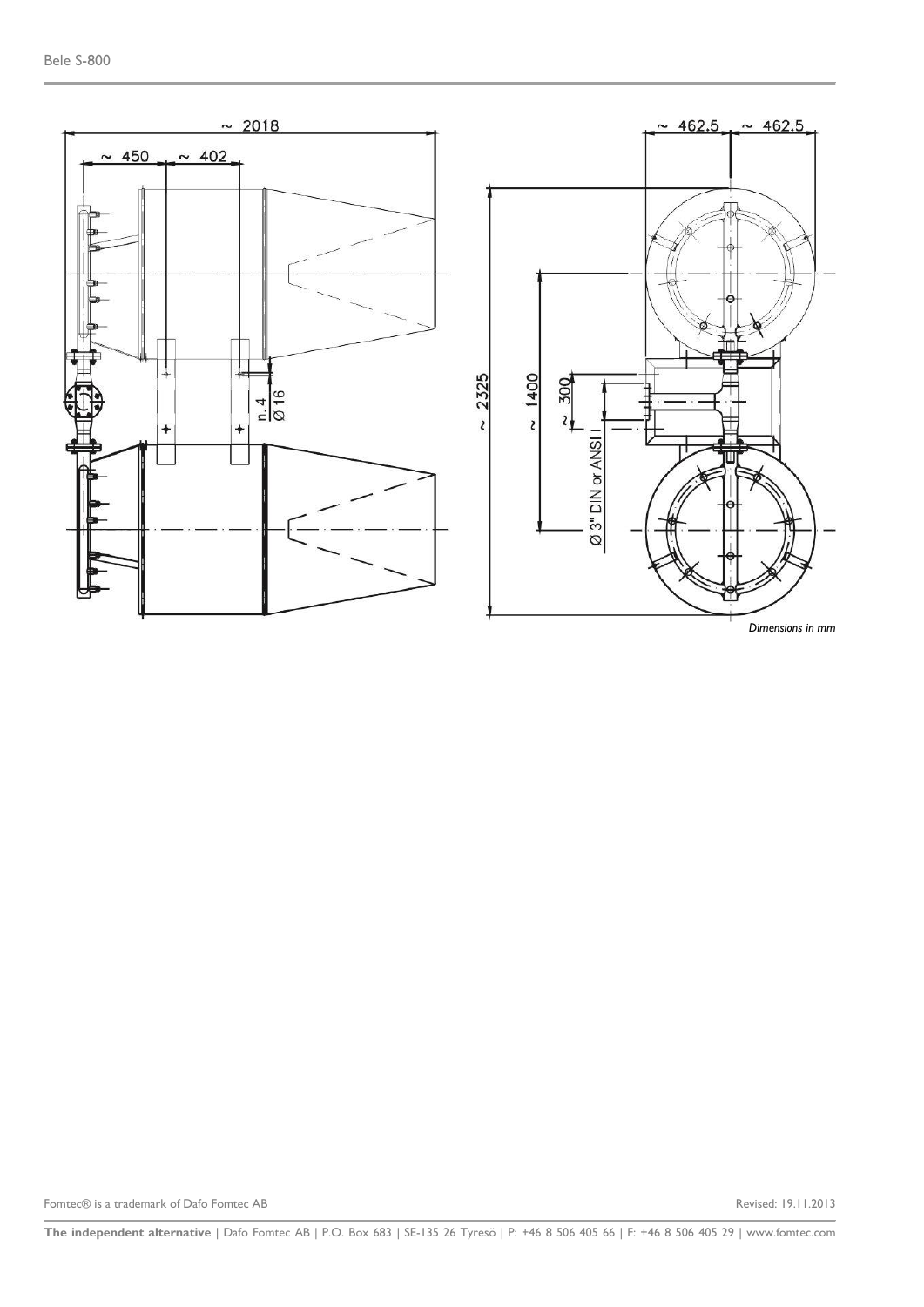~ 2018

~ 450

~ 402

n. 4
Ø 16

~ 462.5

~ 462.5

~ 2325

~ 1400

~ 300

Ø 3" DIN or ANSI

*Dimensions in mm*

Fomtec® is a trademark of Dafo Fomtec AB

Revised: 19.11.2013

**The independent alternative** | Dafo Fomtec AB | P.O. Box 683 | SE-135 26 Tyresö | P: +46 8 506 405 66 | F: +46 8 506 405 29 | www.fomtec.com